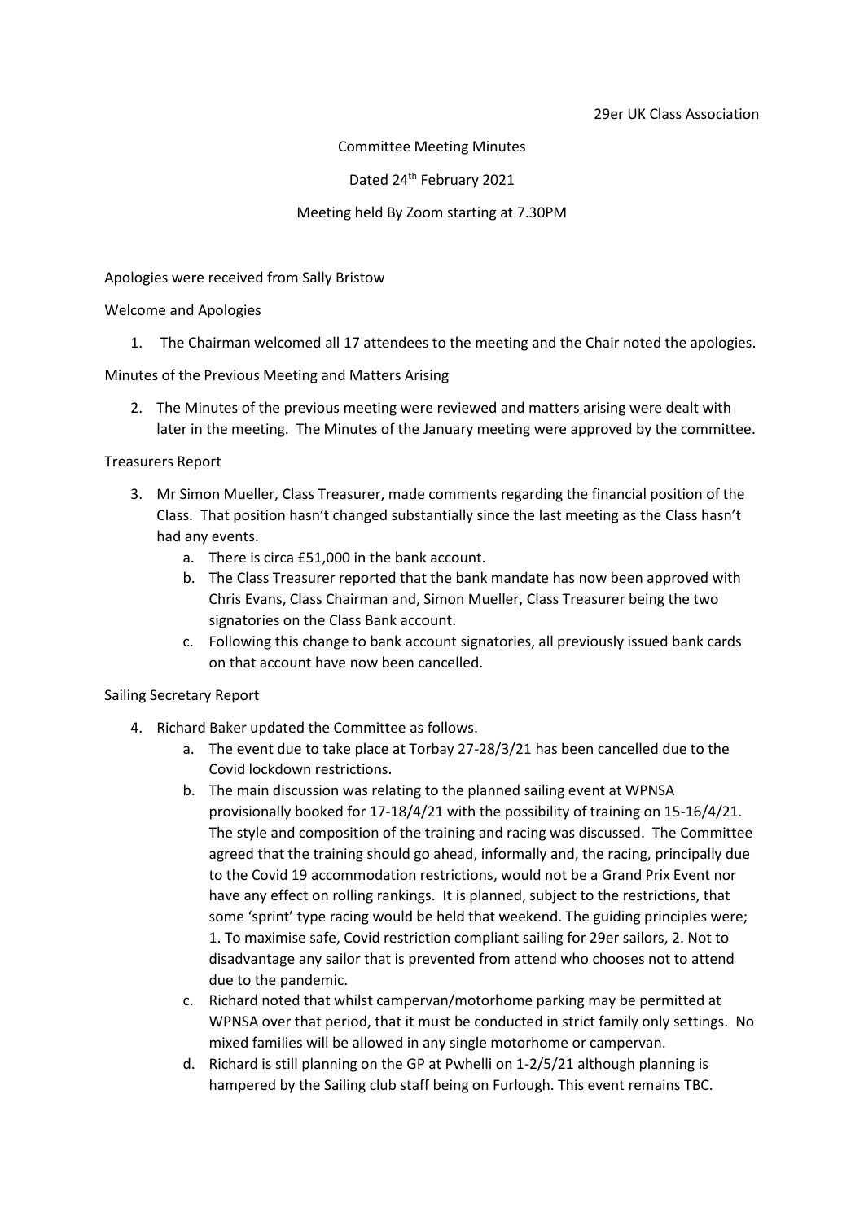29er UK Class Association

Committee Meeting Minutes

Dated 24th February 2021

Meeting held By Zoom starting at 7.30PM

Apologies were received from Sally Bristow

Welcome and Apologies

1. The Chairman welcomed all 17 attendees to the meeting and the Chair noted the apologies.

Minutes of the Previous Meeting and Matters Arising

2. The Minutes of the previous meeting were reviewed and matters arising were dealt with later in the meeting. The Minutes of the January meeting were approved by the committee.

Treasurers Report

3. Mr Simon Mueller, Class Treasurer, made comments regarding the financial position of the Class. That position hasn't changed substantially since the last meeting as the Class hasn't had any events.
   a. There is circa £51,000 in the bank account.
   b. The Class Treasurer reported that the bank mandate has now been approved with Chris Evans, Class Chairman and, Simon Mueller, Class Treasurer being the two signatories on the Class Bank account.
   c. Following this change to bank account signatories, all previously issued bank cards on that account have now been cancelled.

Sailing Secretary Report

4. Richard Baker updated the Committee as follows.
   a. The event due to take place at Torbay 27-28/3/21 has been cancelled due to the Covid lockdown restrictions.
   b. The main discussion was relating to the planned sailing event at WPNSA provisionally booked for 17-18/4/21 with the possibility of training on 15-16/4/21. The style and composition of the training and racing was discussed. The Committee agreed that the training should go ahead, informally and, the racing, principally due to the Covid 19 accommodation restrictions, would not be a Grand Prix Event nor have any effect on rolling rankings. It is planned, subject to the restrictions, that some 'sprint' type racing would be held that weekend. The guiding principles were; 1. To maximise safe, Covid restriction compliant sailing for 29er sailors, 2. Not to disadvantage any sailor that is prevented from attend who chooses not to attend due to the pandemic.
   c. Richard noted that whilst campervan/motorhome parking may be permitted at WPNSA over that period, that it must be conducted in strict family only settings. No mixed families will be allowed in any single motorhome or campervan.
   d. Richard is still planning on the GP at Pwhelli on 1-2/5/21 although planning is hampered by the Sailing club staff being on Furlough. This event remains TBC.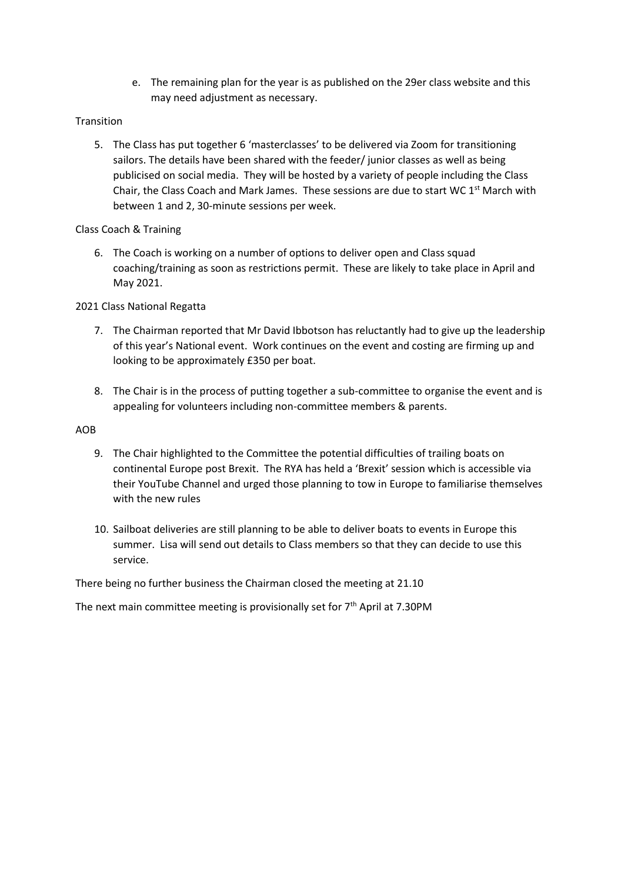e. The remaining plan for the year is as published on the 29er class website and this may need adjustment as necessary.

Transition

5. The Class has put together 6 'masterclasses' to be delivered via Zoom for transitioning sailors. The details have been shared with the feeder/ junior classes as well as being publicised on social media. They will be hosted by a variety of people including the Class Chair, the Class Coach and Mark James. These sessions are due to start WC 1st March with between 1 and 2, 30-minute sessions per week.

Class Coach & Training

6. The Coach is working on a number of options to deliver open and Class squad coaching/training as soon as restrictions permit. These are likely to take place in April and May 2021.

2021 Class National Regatta

7. The Chairman reported that Mr David Ibbotson has reluctantly had to give up the leadership of this year's National event. Work continues on the event and costing are firming up and looking to be approximately £350 per boat.

8. The Chair is in the process of putting together a sub-committee to organise the event and is appealing for volunteers including non-committee members & parents.

AOB

9. The Chair highlighted to the Committee the potential difficulties of trailing boats on continental Europe post Brexit. The RYA has held a 'Brexit' session which is accessible via their YouTube Channel and urged those planning to tow in Europe to familiarise themselves with the new rules

10. Sailboat deliveries are still planning to be able to deliver boats to events in Europe this summer. Lisa will send out details to Class members so that they can decide to use this service.

There being no further business the Chairman closed the meeting at 21.10

The next main committee meeting is provisionally set for 7th April at 7.30PM